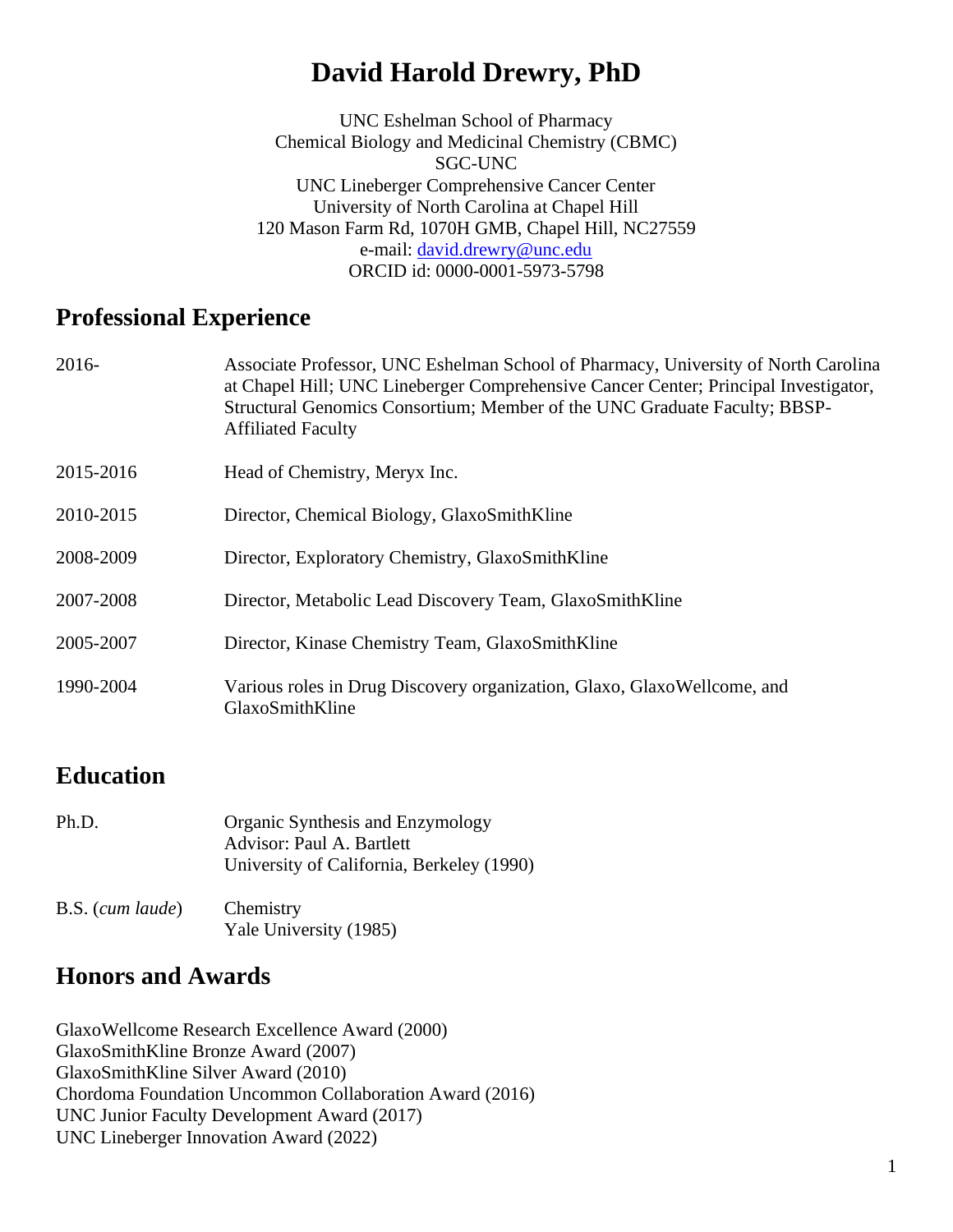# David Harold Drewry, PhD

UNC Eshelman School of Pharmacy
Chemical Biology and Medicinal Chemistry (CBMC)
SGC-UNC
UNC Lineberger Comprehensive Cancer Center
University of North Carolina at Chapel Hill
120 Mason Farm Rd, 1070H GMB, Chapel Hill, NC27559
e-mail: david.drewry@unc.edu
ORCID id: 0000-0001-5973-5798

## Professional Experience

| | |
|---|---|
| 2016- | Associate Professor, UNC Eshelman School of Pharmacy, University of North Carolina at Chapel Hill; UNC Lineberger Comprehensive Cancer Center; Principal Investigator, Structural Genomics Consortium; Member of the UNC Graduate Faculty; BBSP-Affiliated Faculty |
| 2015-2016 | Head of Chemistry, Meryx Inc. |
| 2010-2015 | Director, Chemical Biology, GlaxoSmithKline |
| 2008-2009 | Director, Exploratory Chemistry, GlaxoSmithKline |
| 2007-2008 | Director, Metabolic Lead Discovery Team, GlaxoSmithKline |
| 2005-2007 | Director, Kinase Chemistry Team, GlaxoSmithKline |
| 1990-2004 | Various roles in Drug Discovery organization, Glaxo, GlaxoWellcome, and GlaxoSmithKline |

## Education

| | |
|---|---|
| Ph.D. | Organic Synthesis and Enzymology<br>Advisor: Paul A. Bartlett<br>University of California, Berkeley (1990) |
| B.S. (*cum laude*) | Chemistry<br>Yale University (1985) |

## Honors and Awards

GlaxoWellcome Research Excellence Award (2000)
GlaxoSmithKline Bronze Award (2007)
GlaxoSmithKline Silver Award (2010)
Chordoma Foundation Uncommon Collaboration Award (2016)
UNC Junior Faculty Development Award (2017)
UNC Lineberger Innovation Award (2022)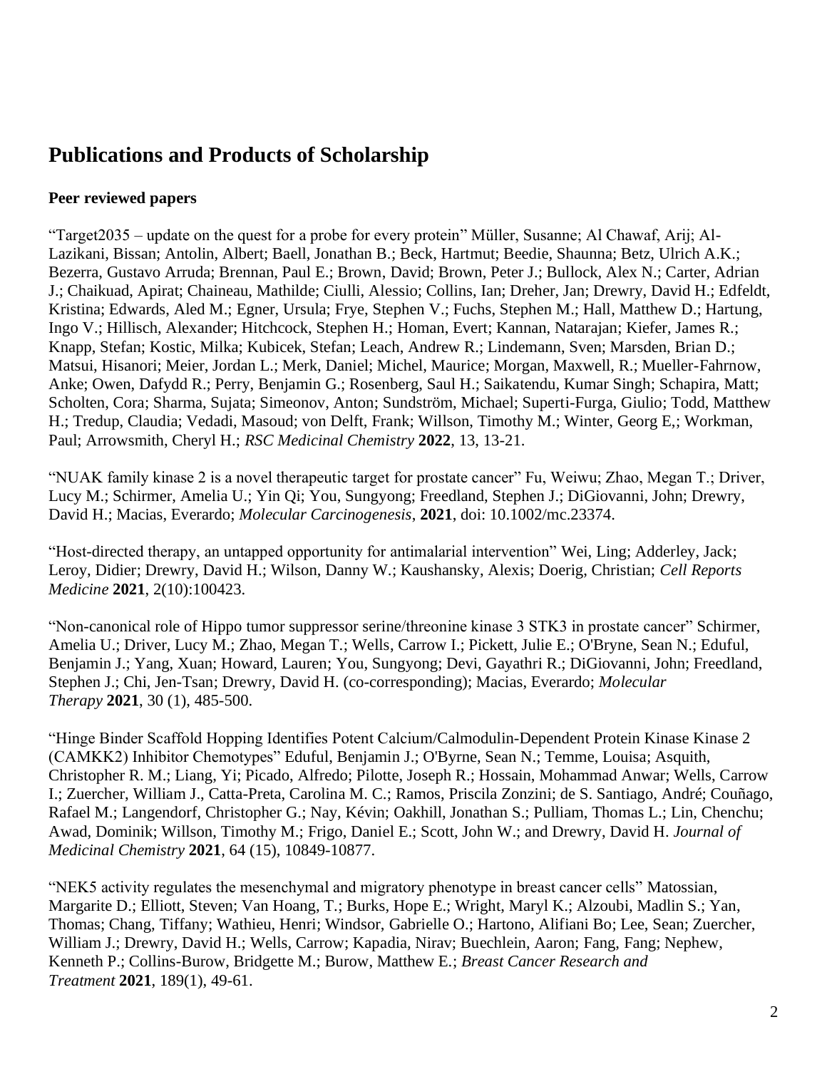# Publications and Products of Scholarship

## Peer reviewed papers

"Target2035 – update on the quest for a probe for every protein" Müller, Susanne; Al Chawaf, Arij; Al-Lazikani, Bissan; Antolin, Albert; Baell, Jonathan B.; Beck, Hartmut; Beedie, Shaunna; Betz, Ulrich A.K.; Bezerra, Gustavo Arruda; Brennan, Paul E.; Brown, David; Brown, Peter J.; Bullock, Alex N.; Carter, Adrian J.; Chaikuad, Apirat; Chaineau, Mathilde; Ciulli, Alessio; Collins, Ian; Dreher, Jan; Drewry, David H.; Edfeldt, Kristina; Edwards, Aled M.; Egner, Ursula; Frye, Stephen V.; Fuchs, Stephen M.; Hall, Matthew D.; Hartung, Ingo V.; Hillisch, Alexander; Hitchcock, Stephen H.; Homan, Evert; Kannan, Natarajan; Kiefer, James R.; Knapp, Stefan; Kostic, Milka; Kubicek, Stefan; Leach, Andrew R.; Lindemann, Sven; Marsden, Brian D.; Matsui, Hisanori; Meier, Jordan L.; Merk, Daniel; Michel, Maurice; Morgan, Maxwell, R.; Mueller-Fahrnow, Anke; Owen, Dafydd R.; Perry, Benjamin G.; Rosenberg, Saul H.; Saikatendu, Kumar Singh; Schapira, Matt; Scholten, Cora; Sharma, Sujata; Simeonov, Anton; Sundström, Michael; Superti-Furga, Giulio; Todd, Matthew H.; Tredup, Claudia; Vedadi, Masoud; von Delft, Frank; Willson, Timothy M.; Winter, Georg E,; Workman, Paul; Arrowsmith, Cheryl H.; *RSC Medicinal Chemistry* **2022**, 13, 13-21.

"NUAK family kinase 2 is a novel therapeutic target for prostate cancer" Fu, Weiwu; Zhao, Megan T.; Driver, Lucy M.; Schirmer, Amelia U.; Yin Qi; You, Sungyong; Freedland, Stephen J.; DiGiovanni, John; Drewry, David H.; Macias, Everardo; *Molecular Carcinogenesis*, **2021**, doi: 10.1002/mc.23374.

"Host-directed therapy, an untapped opportunity for antimalarial intervention" Wei, Ling; Adderley, Jack; Leroy, Didier; Drewry, David H.; Wilson, Danny W.; Kaushansky, Alexis; Doerig, Christian; *Cell Reports Medicine* **2021**, 2(10):100423.

"Non-canonical role of Hippo tumor suppressor serine/threonine kinase 3 STK3 in prostate cancer" Schirmer, Amelia U.; Driver, Lucy M.; Zhao, Megan T.; Wells, Carrow I.; Pickett, Julie E.; O'Bryne, Sean N.; Eduful, Benjamin J.; Yang, Xuan; Howard, Lauren; You, Sungyong; Devi, Gayathri R.; DiGiovanni, John; Freedland, Stephen J.; Chi, Jen-Tsan; Drewry, David H. (co-corresponding); Macias, Everardo; *Molecular Therapy* **2021**, 30 (1), 485-500.

"Hinge Binder Scaffold Hopping Identifies Potent Calcium/Calmodulin-Dependent Protein Kinase Kinase 2 (CAMKK2) Inhibitor Chemotypes" Eduful, Benjamin J.; O'Byrne, Sean N.; Temme, Louisa; Asquith, Christopher R. M.; Liang, Yi; Picado, Alfredo; Pilotte, Joseph R.; Hossain, Mohammad Anwar; Wells, Carrow I.; Zuercher, William J., Catta-Preta, Carolina M. C.; Ramos, Priscila Zonzini; de S. Santiago, André; Couñago, Rafael M.; Langendorf, Christopher G.; Nay, Kévin; Oakhill, Jonathan S.; Pulliam, Thomas L.; Lin, Chenchu; Awad, Dominik; Willson, Timothy M.; Frigo, Daniel E.; Scott, John W.; and Drewry, David H. *Journal of Medicinal Chemistry* **2021**, 64 (15), 10849-10877.

"NEK5 activity regulates the mesenchymal and migratory phenotype in breast cancer cells" Matossian, Margarite D.; Elliott, Steven; Van Hoang, T.; Burks, Hope E.; Wright, Maryl K.; Alzoubi, Madlin S.; Yan, Thomas; Chang, Tiffany; Wathieu, Henri; Windsor, Gabrielle O.; Hartono, Alifiani Bo; Lee, Sean; Zuercher, William J.; Drewry, David H.; Wells, Carrow; Kapadia, Nirav; Buechlein, Aaron; Fang, Fang; Nephew, Kenneth P.; Collins-Burow, Bridgette M.; Burow, Matthew E.; *Breast Cancer Research and Treatment* **2021**, 189(1), 49-61.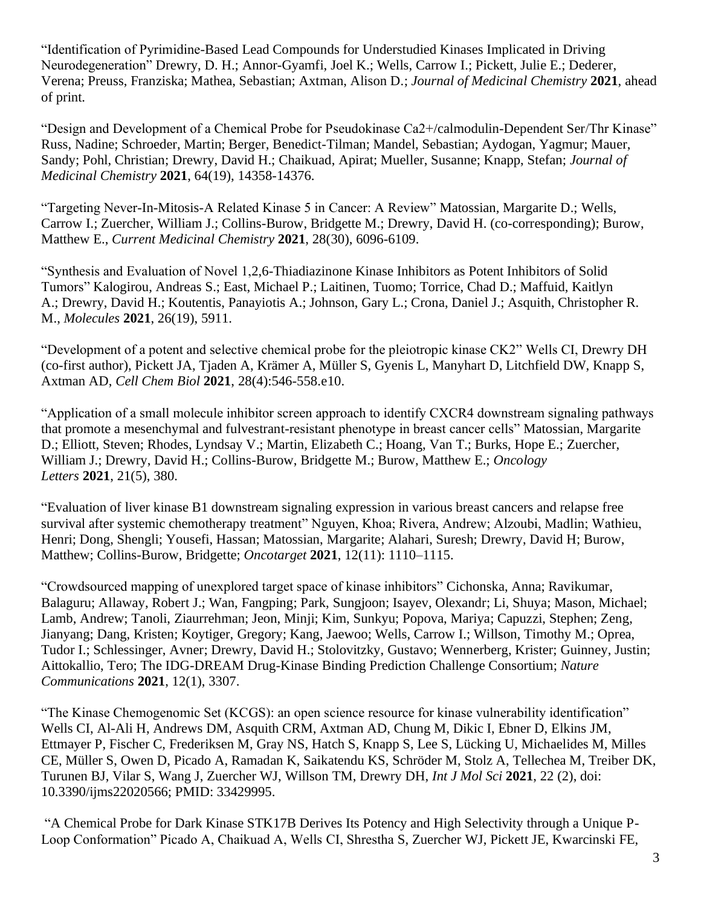"Identification of Pyrimidine-Based Lead Compounds for Understudied Kinases Implicated in Driving Neurodegeneration" Drewry, D. H.; Annor-Gyamfi, Joel K.; Wells, Carrow I.; Pickett, Julie E.; Dederer, Verena; Preuss, Franziska; Mathea, Sebastian; Axtman, Alison D.; *Journal of Medicinal Chemistry* **2021**, ahead of print.

"Design and Development of a Chemical Probe for Pseudokinase Ca2+/calmodulin-Dependent Ser/Thr Kinase" Russ, Nadine; Schroeder, Martin; Berger, Benedict-Tilman; Mandel, Sebastian; Aydogan, Yagmur; Mauer, Sandy; Pohl, Christian; Drewry, David H.; Chaikuad, Apirat; Mueller, Susanne; Knapp, Stefan; *Journal of Medicinal Chemistry* **2021**, 64(19), 14358-14376.

"Targeting Never-In-Mitosis-A Related Kinase 5 in Cancer: A Review" Matossian, Margarite D.; Wells, Carrow I.; Zuercher, William J.; Collins-Burow, Bridgette M.; Drewry, David H. (co-corresponding); Burow, Matthew E., *Current Medicinal Chemistry* **2021**, 28(30), 6096-6109.

"Synthesis and Evaluation of Novel 1,2,6-Thiadiazinone Kinase Inhibitors as Potent Inhibitors of Solid Tumors" Kalogirou, Andreas S.; East, Michael P.; Laitinen, Tuomo; Torrice, Chad D.; Maffuid, Kaitlyn A.; Drewry, David H.; Koutentis, Panayiotis A.; Johnson, Gary L.; Crona, Daniel J.; Asquith, Christopher R. M., *Molecules* **2021**, 26(19), 5911.

"Development of a potent and selective chemical probe for the pleiotropic kinase CK2" Wells CI, Drewry DH (co-first author), Pickett JA, Tjaden A, Krämer A, Müller S, Gyenis L, Manyhart D, Litchfield DW, Knapp S, Axtman AD, *Cell Chem Biol* **2021**, 28(4):546-558.e10.

"Application of a small molecule inhibitor screen approach to identify CXCR4 downstream signaling pathways that promote a mesenchymal and fulvestrant-resistant phenotype in breast cancer cells" Matossian, Margarite D.; Elliott, Steven; Rhodes, Lyndsay V.; Martin, Elizabeth C.; Hoang, Van T.; Burks, Hope E.; Zuercher, William J.; Drewry, David H.; Collins-Burow, Bridgette M.; Burow, Matthew E.; *Oncology Letters* **2021**, 21(5), 380.

"Evaluation of liver kinase B1 downstream signaling expression in various breast cancers and relapse free survival after systemic chemotherapy treatment" Nguyen, Khoa; Rivera, Andrew; Alzoubi, Madlin; Wathieu, Henri; Dong, Shengli; Yousefi, Hassan; Matossian, Margarite; Alahari, Suresh; Drewry, David H; Burow, Matthew; Collins-Burow, Bridgette; *Oncotarget* **2021**, 12(11): 1110–1115.

"Crowdsourced mapping of unexplored target space of kinase inhibitors" Cichonska, Anna; Ravikumar, Balaguru; Allaway, Robert J.; Wan, Fangping; Park, Sungjoon; Isayev, Olexandr; Li, Shuya; Mason, Michael; Lamb, Andrew; Tanoli, Ziaurrehman; Jeon, Minji; Kim, Sunkyu; Popova, Mariya; Capuzzi, Stephen; Zeng, Jianyang; Dang, Kristen; Koytiger, Gregory; Kang, Jaewoo; Wells, Carrow I.; Willson, Timothy M.; Oprea, Tudor I.; Schlessinger, Avner; Drewry, David H.; Stolovitzky, Gustavo; Wennerberg, Krister; Guinney, Justin; Aittokallio, Tero; The IDG-DREAM Drug-Kinase Binding Prediction Challenge Consortium; *Nature Communications* **2021**, 12(1), 3307.

"The Kinase Chemogenomic Set (KCGS): an open science resource for kinase vulnerability identification" Wells CI, Al-Ali H, Andrews DM, Asquith CRM, Axtman AD, Chung M, Dikic I, Ebner D, Elkins JM, Ettmayer P, Fischer C, Frederiksen M, Gray NS, Hatch S, Knapp S, Lee S, Lücking U, Michaelides M, Milles CE, Müller S, Owen D, Picado A, Ramadan K, Saikatendu KS, Schröder M, Stolz A, Tellechea M, Treiber DK, Turunen BJ, Vilar S, Wang J, Zuercher WJ, Willson TM, Drewry DH, *Int J Mol Sci* **2021**, 22 (2), doi: 10.3390/ijms22020566; PMID: 33429995.

"A Chemical Probe for Dark Kinase STK17B Derives Its Potency and High Selectivity through a Unique P-Loop Conformation" Picado A, Chaikuad A, Wells CI, Shrestha S, Zuercher WJ, Pickett JE, Kwarcinski FE,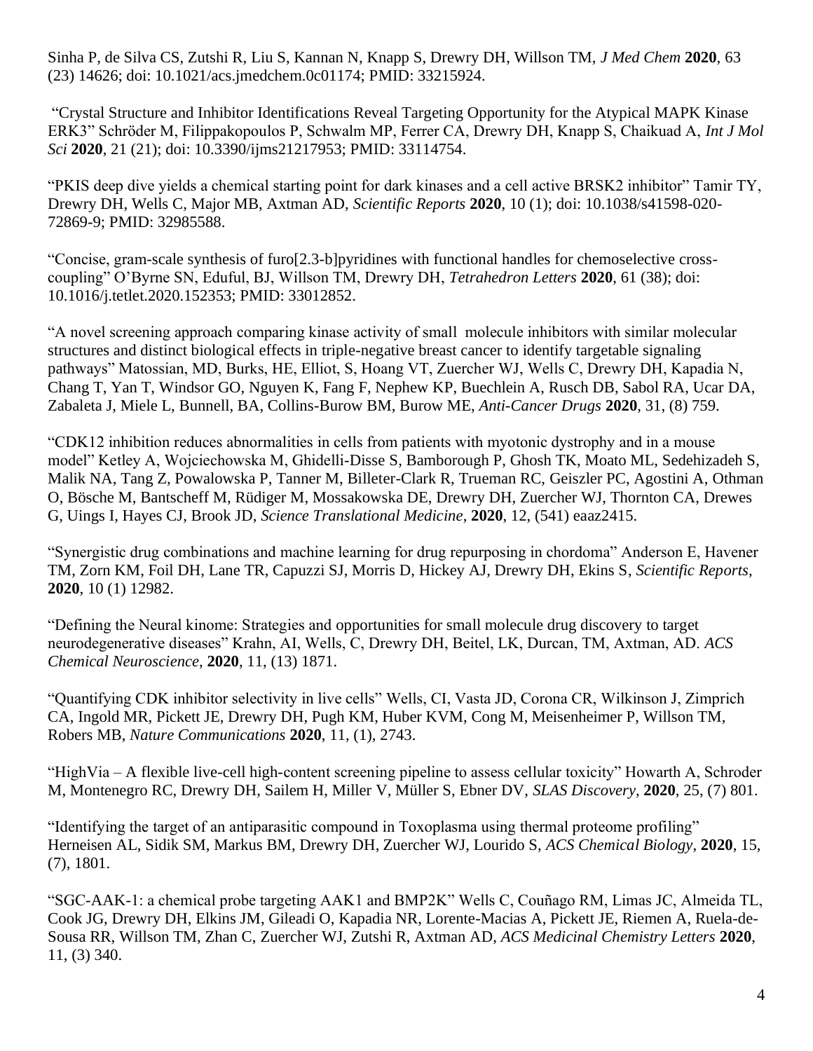Sinha P, de Silva CS, Zutshi R, Liu S, Kannan N, Knapp S, Drewry DH, Willson TM, *J Med Chem* **2020**, 63 (23) 14626; doi: 10.1021/acs.jmedchem.0c01174; PMID: 33215924.

"Crystal Structure and Inhibitor Identifications Reveal Targeting Opportunity for the Atypical MAPK Kinase ERK3" Schröder M, Filippakopoulos P, Schwalm MP, Ferrer CA, Drewry DH, Knapp S, Chaikuad A, *Int J Mol Sci* **2020**, 21 (21); doi: 10.3390/ijms21217953; PMID: 33114754.

"PKIS deep dive yields a chemical starting point for dark kinases and a cell active BRSK2 inhibitor" Tamir TY, Drewry DH, Wells C, Major MB, Axtman AD, *Scientific Reports* **2020**, 10 (1); doi: 10.1038/s41598-020-72869-9; PMID: 32985588.

"Concise, gram-scale synthesis of furo[2.3-b]pyridines with functional handles for chemoselective cross-coupling" O'Byrne SN, Eduful, BJ, Willson TM, Drewry DH, *Tetrahedron Letters* **2020**, 61 (38); doi: 10.1016/j.tetlet.2020.152353; PMID: 33012852.

"A novel screening approach comparing kinase activity of small molecule inhibitors with similar molecular structures and distinct biological effects in triple-negative breast cancer to identify targetable signaling pathways" Matossian, MD, Burks, HE, Elliot, S, Hoang VT, Zuercher WJ, Wells C, Drewry DH, Kapadia N, Chang T, Yan T, Windsor GO, Nguyen K, Fang F, Nephew KP, Buechlein A, Rusch DB, Sabol RA, Ucar DA, Zabaleta J, Miele L, Bunnell, BA, Collins-Burow BM, Burow ME, *Anti-Cancer Drugs* **2020**, 31, (8) 759.

"CDK12 inhibition reduces abnormalities in cells from patients with myotonic dystrophy and in a mouse model" Ketley A, Wojciechowska M, Ghidelli-Disse S, Bamborough P, Ghosh TK, Moato ML, Sedehizadeh S, Malik NA, Tang Z, Powalowska P, Tanner M, Billeter-Clark R, Trueman RC, Geiszler PC, Agostini A, Othman O, Bösche M, Bantscheff M, Rüdiger M, Mossakowska DE, Drewry DH, Zuercher WJ, Thornton CA, Drewes G, Uings I, Hayes CJ, Brook JD, *Science Translational Medicine*, **2020**, 12, (541) eaaz2415.

"Synergistic drug combinations and machine learning for drug repurposing in chordoma" Anderson E, Havener TM, Zorn KM, Foil DH, Lane TR, Capuzzi SJ, Morris D, Hickey AJ, Drewry DH, Ekins S, *Scientific Reports*, **2020**, 10 (1) 12982.

"Defining the Neural kinome: Strategies and opportunities for small molecule drug discovery to target neurodegenerative diseases" Krahn, AI, Wells, C, Drewry DH, Beitel, LK, Durcan, TM, Axtman, AD. *ACS Chemical Neuroscience*, **2020**, 11, (13) 1871.

"Quantifying CDK inhibitor selectivity in live cells" Wells, CI, Vasta JD, Corona CR, Wilkinson J, Zimprich CA, Ingold MR, Pickett JE, Drewry DH, Pugh KM, Huber KVM, Cong M, Meisenheimer P, Willson TM, Robers MB, *Nature Communications* **2020**, 11, (1), 2743.

"HighVia – A flexible live-cell high-content screening pipeline to assess cellular toxicity" Howarth A, Schroder M, Montenegro RC, Drewry DH, Sailem H, Miller V, Müller S, Ebner DV, *SLAS Discovery*, **2020**, 25, (7) 801.

"Identifying the target of an antiparasitic compound in Toxoplasma using thermal proteome profiling" Herneisen AL, Sidik SM, Markus BM, Drewry DH, Zuercher WJ, Lourido S, *ACS Chemical Biology*, **2020**, 15, (7), 1801.

"SGC-AAK-1: a chemical probe targeting AAK1 and BMP2K" Wells C, Couñago RM, Limas JC, Almeida TL, Cook JG, Drewry DH, Elkins JM, Gileadi O, Kapadia NR, Lorente-Macias A, Pickett JE, Riemen A, Ruela-de-Sousa RR, Willson TM, Zhan C, Zuercher WJ, Zutshi R, Axtman AD, *ACS Medicinal Chemistry Letters* **2020**, 11, (3) 340.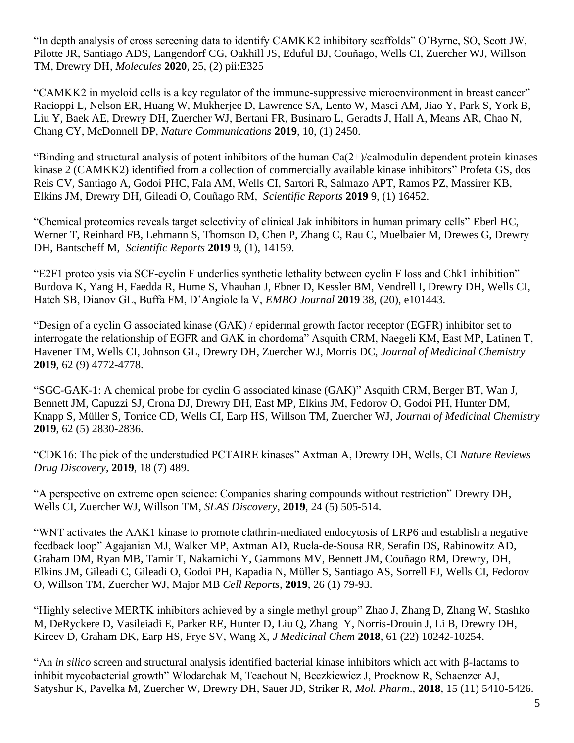"In depth analysis of cross screening data to identify CAMKK2 inhibitory scaffolds" O'Byrne, SO, Scott JW, Pilotte JR, Santiago ADS, Langendorf CG, Oakhill JS, Eduful BJ, Couñago, Wells CI, Zuercher WJ, Willson TM, Drewry DH, *Molecules* **2020**, 25, (2) pii:E325

"CAMKK2 in myeloid cells is a key regulator of the immune-suppressive microenvironment in breast cancer" Racioppi L, Nelson ER, Huang W, Mukherjee D, Lawrence SA, Lento W, Masci AM, Jiao Y, Park S, York B, Liu Y, Baek AE, Drewry DH, Zuercher WJ, Bertani FR, Businaro L, Geradts J, Hall A, Means AR, Chao N, Chang CY, McDonnell DP, *Nature Communications* **2019**, 10, (1) 2450.

"Binding and structural analysis of potent inhibitors of the human Ca(2+)/calmodulin dependent protein kinases kinase 2 (CAMKK2) identified from a collection of commercially available kinase inhibitors" Profeta GS, dos Reis CV, Santiago A, Godoi PHC, Fala AM, Wells CI, Sartori R, Salmazo APT, Ramos PZ, Massirer KB, Elkins JM, Drewry DH, Gileadi O, Couñago RM, *Scientific Reports* **2019** 9, (1) 16452.

"Chemical proteomics reveals target selectivity of clinical Jak inhibitors in human primary cells" Eberl HC, Werner T, Reinhard FB, Lehmann S, Thomson D, Chen P, Zhang C, Rau C, Muelbaier M, Drewes G, Drewry DH, Bantscheff M, *Scientific Reports* **2019** 9, (1), 14159.

"E2F1 proteolysis via SCF-cyclin F underlies synthetic lethality between cyclin F loss and Chk1 inhibition" Burdova K, Yang H, Faedda R, Hume S, Vhauhan J, Ebner D, Kessler BM, Vendrell I, Drewry DH, Wells CI, Hatch SB, Dianov GL, Buffa FM, D'Angiolella V, *EMBO Journal* **2019** 38, (20), e101443.

"Design of a cyclin G associated kinase (GAK) / epidermal growth factor receptor (EGFR) inhibitor set to interrogate the relationship of EGFR and GAK in chordoma" Asquith CRM, Naegeli KM, East MP, Latinen T, Havener TM, Wells CI, Johnson GL, Drewry DH, Zuercher WJ, Morris DC, *Journal of Medicinal Chemistry* **2019**, 62 (9) 4772-4778.

"SGC-GAK-1: A chemical probe for cyclin G associated kinase (GAK)" Asquith CRM, Berger BT, Wan J, Bennett JM, Capuzzi SJ, Crona DJ, Drewry DH, East MP, Elkins JM, Fedorov O, Godoi PH, Hunter DM, Knapp S, Müller S, Torrice CD, Wells CI, Earp HS, Willson TM, Zuercher WJ, *Journal of Medicinal Chemistry* **2019**, 62 (5) 2830-2836.

"CDK16: The pick of the understudied PCTAIRE kinases" Axtman A, Drewry DH, Wells, CI *Nature Reviews Drug Discovery*, **2019**, 18 (7) 489.

"A perspective on extreme open science: Companies sharing compounds without restriction" Drewry DH, Wells CI, Zuercher WJ, Willson TM, *SLAS Discovery*, **2019**, 24 (5) 505-514.

"WNT activates the AAK1 kinase to promote clathrin-mediated endocytosis of LRP6 and establish a negative feedback loop" Agajanian MJ, Walker MP, Axtman AD, Ruela-de-Sousa RR, Serafin DS, Rabinowitz AD, Graham DM, Ryan MB, Tamir T, Nakamichi Y, Gammons MV, Bennett JM, Couñago RM, Drewry, DH, Elkins JM, Gileadi C, Gileadi O, Godoi PH, Kapadia N, Müller S, Santiago AS, Sorrell FJ, Wells CI, Fedorov O, Willson TM, Zuercher WJ, Major MB *Cell Reports*, **2019**, 26 (1) 79-93.

"Highly selective MERTK inhibitors achieved by a single methyl group" Zhao J, Zhang D, Zhang W, Stashko M, DeRyckere D, Vasileiadi E, Parker RE, Hunter D, Liu Q, Zhang Y, Norris-Drouin J, Li B, Drewry DH, Kireev D, Graham DK, Earp HS, Frye SV, Wang X, *J Medicinal Chem* **2018**, 61 (22) 10242-10254.

"An *in silico* screen and structural analysis identified bacterial kinase inhibitors which act with β-lactams to inhibit mycobacterial growth" Wlodarchak M, Teachout N, Beczkiewicz J, Procknow R, Schaenzer AJ, Satyshur K, Pavelka M, Zuercher W, Drewry DH, Sauer JD, Striker R, *Mol. Pharm*., **2018**, 15 (11) 5410-5426.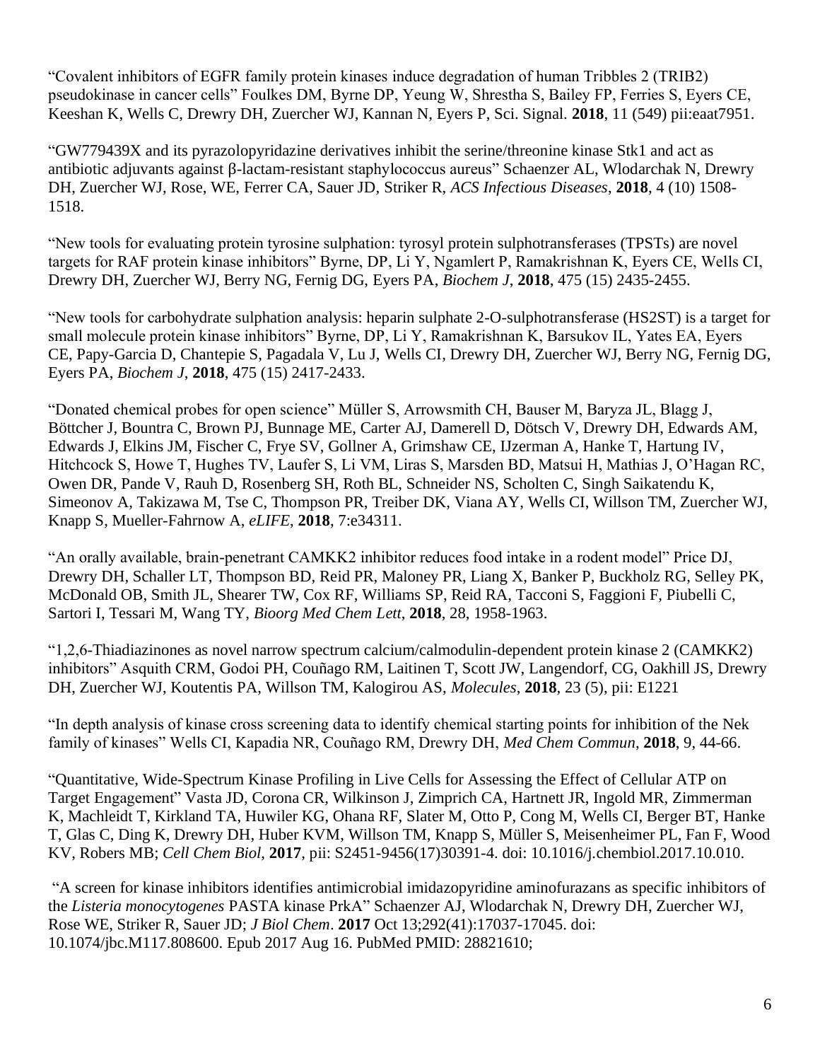"Covalent inhibitors of EGFR family protein kinases induce degradation of human Tribbles 2 (TRIB2) pseudokinase in cancer cells" Foulkes DM, Byrne DP, Yeung W, Shrestha S, Bailey FP, Ferries S, Eyers CE, Keeshan K, Wells C, Drewry DH, Zuercher WJ, Kannan N, Eyers P, Sci. Signal. **2018**, 11 (549) pii:eaat7951.

"GW779439X and its pyrazolopyridazine derivatives inhibit the serine/threonine kinase Stk1 and act as antibiotic adjuvants against β-lactam-resistant staphylococcus aureus" Schaenzer AL, Wlodarchak N, Drewry DH, Zuercher WJ, Rose, WE, Ferrer CA, Sauer JD, Striker R, *ACS Infectious Diseases*, **2018**, 4 (10) 1508-1518.

"New tools for evaluating protein tyrosine sulphation: tyrosyl protein sulphotransferases (TPSTs) are novel targets for RAF protein kinase inhibitors" Byrne, DP, Li Y, Ngamlert P, Ramakrishnan K, Eyers CE, Wells CI, Drewry DH, Zuercher WJ, Berry NG, Fernig DG, Eyers PA, *Biochem J*, **2018**, 475 (15) 2435-2455.

"New tools for carbohydrate sulphation analysis: heparin sulphate 2-O-sulphotransferase (HS2ST) is a target for small molecule protein kinase inhibitors" Byrne, DP, Li Y, Ramakrishnan K, Barsukov IL, Yates EA, Eyers CE, Papy-Garcia D, Chantepie S, Pagadala V, Lu J, Wells CI, Drewry DH, Zuercher WJ, Berry NG, Fernig DG, Eyers PA, *Biochem J*, **2018**, 475 (15) 2417-2433.

"Donated chemical probes for open science" Müller S, Arrowsmith CH, Bauser M, Baryza JL, Blagg J, Böttcher J, Bountra C, Brown PJ, Bunnage ME, Carter AJ, Damerell D, Dötsch V, Drewry DH, Edwards AM, Edwards J, Elkins JM, Fischer C, Frye SV, Gollner A, Grimshaw CE, IJzerman A, Hanke T, Hartung IV, Hitchcock S, Howe T, Hughes TV, Laufer S, Li VM, Liras S, Marsden BD, Matsui H, Mathias J, O'Hagan RC, Owen DR, Pande V, Rauh D, Rosenberg SH, Roth BL, Schneider NS, Scholten C, Singh Saikatendu K, Simeonov A, Takizawa M, Tse C, Thompson PR, Treiber DK, Viana AY, Wells CI, Willson TM, Zuercher WJ, Knapp S, Mueller-Fahrnow A, *eLIFE*, **2018**, 7:e34311.

"An orally available, brain-penetrant CAMKK2 inhibitor reduces food intake in a rodent model" Price DJ, Drewry DH, Schaller LT, Thompson BD, Reid PR, Maloney PR, Liang X, Banker P, Buckholz RG, Selley PK, McDonald OB, Smith JL, Shearer TW, Cox RF, Williams SP, Reid RA, Tacconi S, Faggioni F, Piubelli C, Sartori I, Tessari M, Wang TY, *Bioorg Med Chem Lett*, **2018**, 28, 1958-1963.

"1,2,6-Thiadiazinones as novel narrow spectrum calcium/calmodulin-dependent protein kinase 2 (CAMKK2) inhibitors" Asquith CRM, Godoi PH, Couñago RM, Laitinen T, Scott JW, Langendorf, CG, Oakhill JS, Drewry DH, Zuercher WJ, Koutentis PA, Willson TM, Kalogirou AS, *Molecules*, **2018**, 23 (5), pii: E1221

"In depth analysis of kinase cross screening data to identify chemical starting points for inhibition of the Nek family of kinases" Wells CI, Kapadia NR, Couñago RM, Drewry DH, *Med Chem Commun*, **2018**, 9, 44-66.

"Quantitative, Wide-Spectrum Kinase Profiling in Live Cells for Assessing the Effect of Cellular ATP on Target Engagement" Vasta JD, Corona CR, Wilkinson J, Zimprich CA, Hartnett JR, Ingold MR, Zimmerman K, Machleidt T, Kirkland TA, Huwiler KG, Ohana RF, Slater M, Otto P, Cong M, Wells CI, Berger BT, Hanke T, Glas C, Ding K, Drewry DH, Huber KVM, Willson TM, Knapp S, Müller S, Meisenheimer PL, Fan F, Wood KV, Robers MB; *Cell Chem Biol*, **2017**, pii: S2451-9456(17)30391-4. doi: 10.1016/j.chembiol.2017.10.010.

"A screen for kinase inhibitors identifies antimicrobial imidazopyridine aminofurazans as specific inhibitors of the *Listeria monocytogenes* PASTA kinase PrkA" Schaenzer AJ, Wlodarchak N, Drewry DH, Zuercher WJ, Rose WE, Striker R, Sauer JD; *J Biol Chem*. **2017** Oct 13;292(41):17037-17045. doi: 10.1074/jbc.M117.808600. Epub 2017 Aug 16. PubMed PMID: 28821610;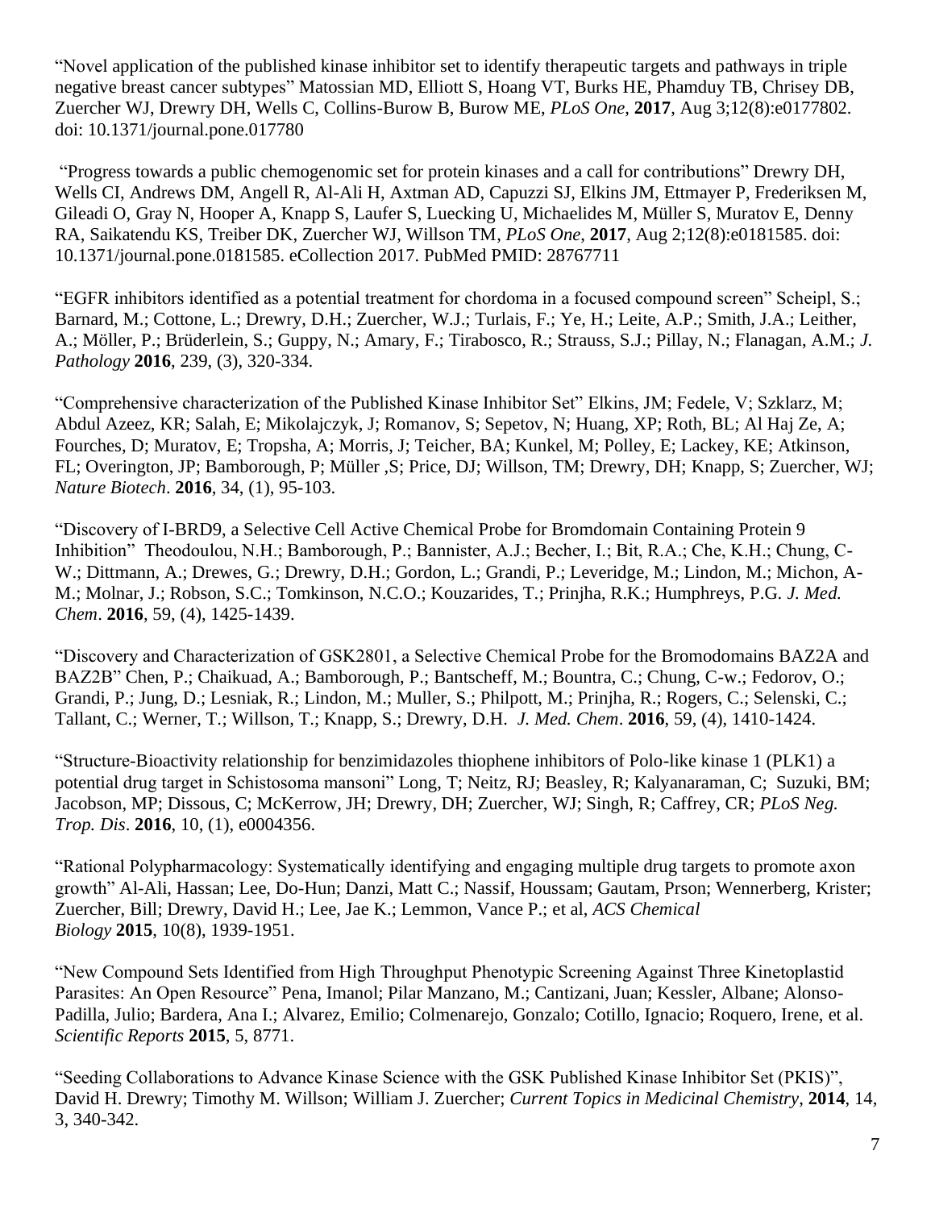"Novel application of the published kinase inhibitor set to identify therapeutic targets and pathways in triple negative breast cancer subtypes" Matossian MD, Elliott S, Hoang VT, Burks HE, Phamduy TB, Chrisey DB, Zuercher WJ, Drewry DH, Wells C, Collins-Burow B, Burow ME, *PLoS One*, **2017**, Aug 3;12(8):e0177802. doi: 10.1371/journal.pone.017780

"Progress towards a public chemogenomic set for protein kinases and a call for contributions" Drewry DH, Wells CI, Andrews DM, Angell R, Al-Ali H, Axtman AD, Capuzzi SJ, Elkins JM, Ettmayer P, Frederiksen M, Gileadi O, Gray N, Hooper A, Knapp S, Laufer S, Luecking U, Michaelides M, Müller S, Muratov E, Denny RA, Saikatendu KS, Treiber DK, Zuercher WJ, Willson TM, *PLoS One*, **2017**, Aug 2;12(8):e0181585. doi: 10.1371/journal.pone.0181585. eCollection 2017. PubMed PMID: 28767711

"EGFR inhibitors identified as a potential treatment for chordoma in a focused compound screen" Scheipl, S.; Barnard, M.; Cottone, L.; Drewry, D.H.; Zuercher, W.J.; Turlais, F.; Ye, H.; Leite, A.P.; Smith, J.A.; Leither, A.; Möller, P.; Brüderlein, S.; Guppy, N.; Amary, F.; Tirabosco, R.; Strauss, S.J.; Pillay, N.; Flanagan, A.M.; *J. Pathology* **2016**, 239, (3), 320-334.

"Comprehensive characterization of the Published Kinase Inhibitor Set" Elkins, JM; Fedele, V; Szklarz, M; Abdul Azeez, KR; Salah, E; Mikolajczyk, J; Romanov, S; Sepetov, N; Huang, XP; Roth, BL; Al Haj Ze, A; Fourches, D; Muratov, E; Tropsha, A; Morris, J; Teicher, BA; Kunkel, M; Polley, E; Lackey, KE; Atkinson, FL; Overington, JP; Bamborough, P; Müller ,S; Price, DJ; Willson, TM; Drewry, DH; Knapp, S; Zuercher, WJ; *Nature Biotech*. **2016**, 34, (1), 95-103.

"Discovery of I-BRD9, a Selective Cell Active Chemical Probe for Bromdomain Containing Protein 9 Inhibition" Theodoulou, N.H.; Bamborough, P.; Bannister, A.J.; Becher, I.; Bit, R.A.; Che, K.H.; Chung, C-W.; Dittmann, A.; Drewes, G.; Drewry, D.H.; Gordon, L.; Grandi, P.; Leveridge, M.; Lindon, M.; Michon, A-M.; Molnar, J.; Robson, S.C.; Tomkinson, N.C.O.; Kouzarides, T.; Prinjha, R.K.; Humphreys, P.G. *J. Med. Chem*. **2016**, 59, (4), 1425-1439.

"Discovery and Characterization of GSK2801, a Selective Chemical Probe for the Bromodomains BAZ2A and BAZ2B" Chen, P.; Chaikuad, A.; Bamborough, P.; Bantscheff, M.; Bountra, C.; Chung, C-w.; Fedorov, O.; Grandi, P.; Jung, D.; Lesniak, R.; Lindon, M.; Muller, S.; Philpott, M.; Prinjha, R.; Rogers, C.; Selenski, C.; Tallant, C.; Werner, T.; Willson, T.; Knapp, S.; Drewry, D.H. *J. Med. Chem*. **2016**, 59, (4), 1410-1424.

"Structure-Bioactivity relationship for benzimidazoles thiophene inhibitors of Polo-like kinase 1 (PLK1) a potential drug target in Schistosoma mansoni" Long, T; Neitz, RJ; Beasley, R; Kalyanaraman, C; Suzuki, BM; Jacobson, MP; Dissous, C; McKerrow, JH; Drewry, DH; Zuercher, WJ; Singh, R; Caffrey, CR; *PLoS Neg. Trop. Dis*. **2016**, 10, (1), e0004356.

"Rational Polypharmacology: Systematically identifying and engaging multiple drug targets to promote axon growth" Al-Ali, Hassan; Lee, Do-Hun; Danzi, Matt C.; Nassif, Houssam; Gautam, Prson; Wennerberg, Krister; Zuercher, Bill; Drewry, David H.; Lee, Jae K.; Lemmon, Vance P.; et al, *ACS Chemical Biology* **2015**, 10(8), 1939-1951.

"New Compound Sets Identified from High Throughput Phenotypic Screening Against Three Kinetoplastid Parasites: An Open Resource" Pena, Imanol; Pilar Manzano, M.; Cantizani, Juan; Kessler, Albane; Alonso-Padilla, Julio; Bardera, Ana I.; Alvarez, Emilio; Colmenarejo, Gonzalo; Cotillo, Ignacio; Roquero, Irene, et al. *Scientific Reports* **2015**, 5, 8771.

"Seeding Collaborations to Advance Kinase Science with the GSK Published Kinase Inhibitor Set (PKIS)", David H. Drewry; Timothy M. Willson; William J. Zuercher; *Current Topics in Medicinal Chemistry*, **2014**, 14, 3, 340-342.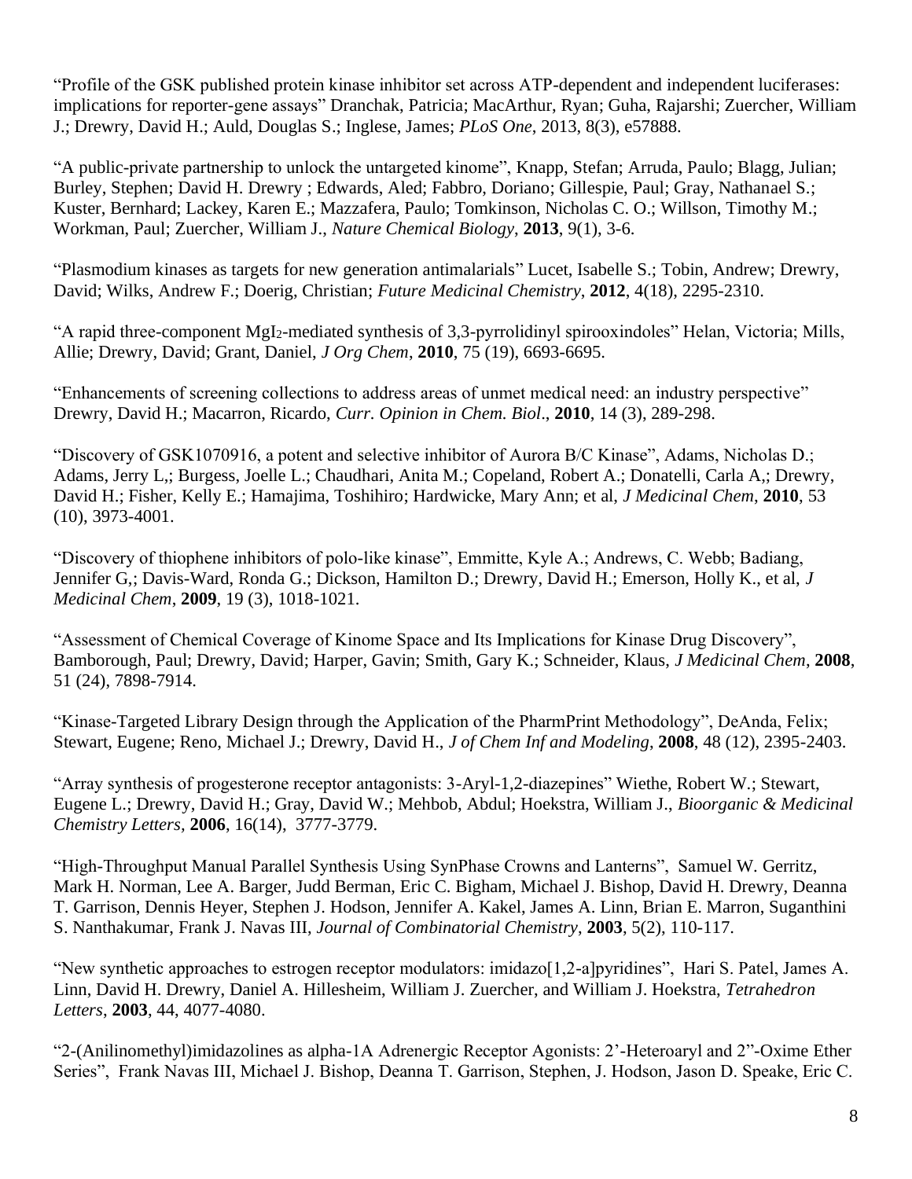"Profile of the GSK published protein kinase inhibitor set across ATP-dependent and independent luciferases: implications for reporter-gene assays" Dranchak, Patricia; MacArthur, Ryan; Guha, Rajarshi; Zuercher, William J.; Drewry, David H.; Auld, Douglas S.; Inglese, James; *PLoS One*, 2013, 8(3), e57888.

"A public-private partnership to unlock the untargeted kinome", Knapp, Stefan; Arruda, Paulo; Blagg, Julian; Burley, Stephen; David H. Drewry ; Edwards, Aled; Fabbro, Doriano; Gillespie, Paul; Gray, Nathanael S.; Kuster, Bernhard; Lackey, Karen E.; Mazzafera, Paulo; Tomkinson, Nicholas C. O.; Willson, Timothy M.; Workman, Paul; Zuercher, William J., *Nature Chemical Biology*, **2013**, 9(1), 3-6.

"Plasmodium kinases as targets for new generation antimalarials" Lucet, Isabelle S.; Tobin, Andrew; Drewry, David; Wilks, Andrew F.; Doerig, Christian; *Future Medicinal Chemistry*, **2012**, 4(18), 2295-2310.

"A rapid three-component $MgI_2$-mediated synthesis of 3,3-pyrrolidinyl spirooxindoles" Helan, Victoria; Mills, Allie; Drewry, David; Grant, Daniel, *J Org Chem*, **2010**, 75 (19), 6693-6695.

"Enhancements of screening collections to address areas of unmet medical need: an industry perspective" Drewry, David H.; Macarron, Ricardo, *Curr. Opinion in Chem. Biol*., **2010**, 14 (3), 289-298.

"Discovery of GSK1070916, a potent and selective inhibitor of Aurora B/C Kinase", Adams, Nicholas D.; Adams, Jerry L,; Burgess, Joelle L.; Chaudhari, Anita M.; Copeland, Robert A.; Donatelli, Carla A,; Drewry, David H.; Fisher, Kelly E.; Hamajima, Toshihiro; Hardwicke, Mary Ann; et al, *J Medicinal Chem*, **2010**, 53 (10), 3973-4001.

"Discovery of thiophene inhibitors of polo-like kinase", Emmitte, Kyle A.; Andrews, C. Webb; Badiang, Jennifer G,; Davis-Ward, Ronda G.; Dickson, Hamilton D.; Drewry, David H.; Emerson, Holly K., et al, *J Medicinal Chem*, **2009**, 19 (3), 1018-1021.

"Assessment of Chemical Coverage of Kinome Space and Its Implications for Kinase Drug Discovery", Bamborough, Paul; Drewry, David; Harper, Gavin; Smith, Gary K.; Schneider, Klaus, *J Medicinal Chem*, **2008**, 51 (24), 7898-7914.

"Kinase-Targeted Library Design through the Application of the PharmPrint Methodology", DeAnda, Felix; Stewart, Eugene; Reno, Michael J.; Drewry, David H., *J of Chem Inf and Modeling*, **2008**, 48 (12), 2395-2403.

"Array synthesis of progesterone receptor antagonists: 3-Aryl-1,2-diazepines" Wiethe, Robert W.; Stewart, Eugene L.; Drewry, David H.; Gray, David W.; Mehbob, Abdul; Hoekstra, William J., *Bioorganic & Medicinal Chemistry Letters,* **2006**, 16(14), 3777-3779.

"High-Throughput Manual Parallel Synthesis Using SynPhase Crowns and Lanterns", Samuel W. Gerritz, Mark H. Norman, Lee A. Barger, Judd Berman, Eric C. Bigham, Michael J. Bishop, David H. Drewry, Deanna T. Garrison, Dennis Heyer, Stephen J. Hodson, Jennifer A. Kakel, James A. Linn, Brian E. Marron, Suganthini S. Nanthakumar, Frank J. Navas III, *Journal of Combinatorial Chemistry*, **2003**, 5(2), 110-117.

"New synthetic approaches to estrogen receptor modulators: imidazo[1,2-a]pyridines", Hari S. Patel, James A. Linn, David H. Drewry, Daniel A. Hillesheim, William J. Zuercher, and William J. Hoekstra, *Tetrahedron Letters*, **2003**, 44, 4077-4080.

"2-(Anilinomethyl)imidazolines as alpha-1A Adrenergic Receptor Agonists: 2'-Heteroaryl and 2"-Oxime Ether Series", Frank Navas III, Michael J. Bishop, Deanna T. Garrison, Stephen, J. Hodson, Jason D. Speake, Eric C.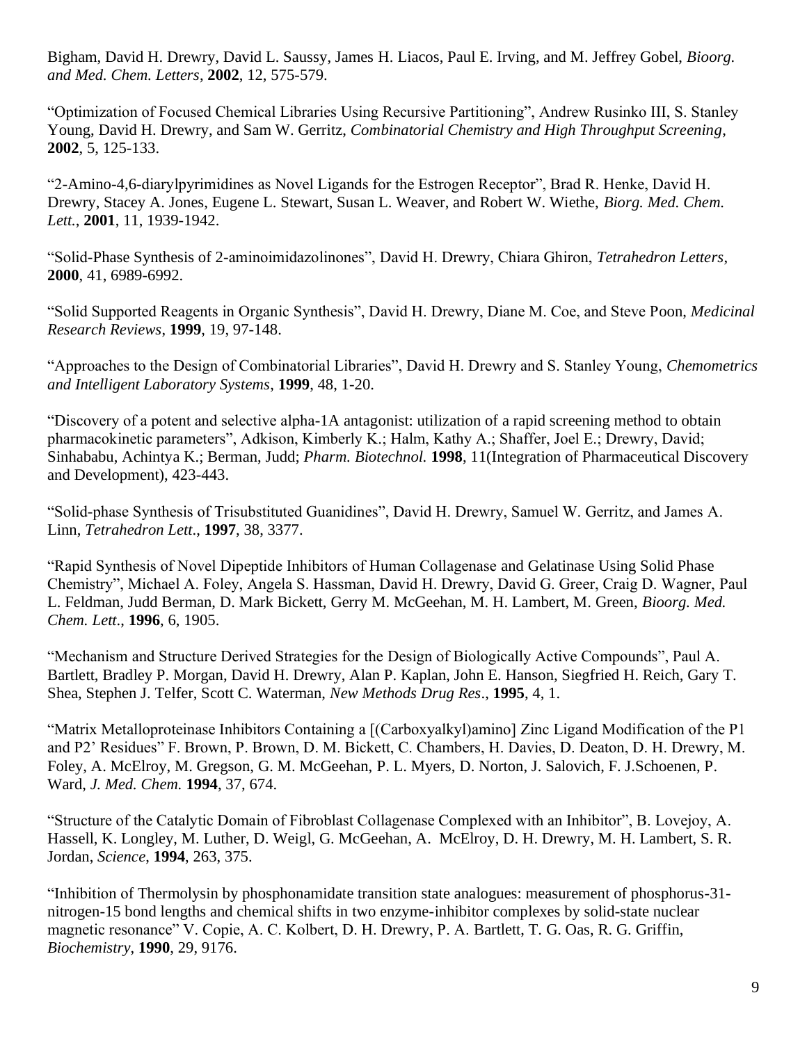Bigham, David H. Drewry, David L. Saussy, James H. Liacos, Paul E. Irving, and M. Jeffrey Gobel, *Bioorg. and Med. Chem. Letters*, **2002**, 12, 575-579.

"Optimization of Focused Chemical Libraries Using Recursive Partitioning", Andrew Rusinko III, S. Stanley Young, David H. Drewry, and Sam W. Gerritz, *Combinatorial Chemistry and High Throughput Screening*, **2002**, 5, 125-133.

"2-Amino-4,6-diarylpyrimidines as Novel Ligands for the Estrogen Receptor", Brad R. Henke, David H. Drewry, Stacey A. Jones, Eugene L. Stewart, Susan L. Weaver, and Robert W. Wiethe, *Biorg. Med. Chem. Lett.*, **2001**, 11, 1939-1942.

"Solid-Phase Synthesis of 2-aminoimidazolinones", David H. Drewry, Chiara Ghiron, *Tetrahedron Letters*, **2000**, 41, 6989-6992.

"Solid Supported Reagents in Organic Synthesis", David H. Drewry, Diane M. Coe, and Steve Poon, *Medicinal Research Reviews*, **1999**, 19, 97-148.

"Approaches to the Design of Combinatorial Libraries", David H. Drewry and S. Stanley Young, *Chemometrics and Intelligent Laboratory Systems*, **1999**, 48, 1-20.

"Discovery of a potent and selective alpha-1A antagonist: utilization of a rapid screening method to obtain pharmacokinetic parameters", Adkison, Kimberly K.; Halm, Kathy A.; Shaffer, Joel E.; Drewry, David; Sinhababu, Achintya K.; Berman, Judd; *Pharm. Biotechnol.* **1998**, 11(Integration of Pharmaceutical Discovery and Development), 423-443.

"Solid-phase Synthesis of Trisubstituted Guanidines", David H. Drewry, Samuel W. Gerritz, and James A. Linn, *Tetrahedron Lett*., **1997**, 38, 3377.

"Rapid Synthesis of Novel Dipeptide Inhibitors of Human Collagenase and Gelatinase Using Solid Phase Chemistry", Michael A. Foley, Angela S. Hassman, David H. Drewry, David G. Greer, Craig D. Wagner, Paul L. Feldman, Judd Berman, D. Mark Bickett, Gerry M. McGeehan, M. H. Lambert, M. Green, *Bioorg. Med. Chem. Lett*., **1996**, 6, 1905.

"Mechanism and Structure Derived Strategies for the Design of Biologically Active Compounds", Paul A. Bartlett, Bradley P. Morgan, David H. Drewry, Alan P. Kaplan, John E. Hanson, Siegfried H. Reich, Gary T. Shea, Stephen J. Telfer, Scott C. Waterman, *New Methods Drug Res*., **1995**, 4, 1.

"Matrix Metalloproteinase Inhibitors Containing a [(Carboxyalkyl)amino] Zinc Ligand Modification of the P1 and P2' Residues" F. Brown, P. Brown, D. M. Bickett, C. Chambers, H. Davies, D. Deaton, D. H. Drewry, M. Foley, A. McElroy, M. Gregson, G. M. McGeehan, P. L. Myers, D. Norton, J. Salovich, F. J.Schoenen, P. Ward, *J. Med. Chem.* **1994**, 37, 674.

"Structure of the Catalytic Domain of Fibroblast Collagenase Complexed with an Inhibitor", B. Lovejoy, A. Hassell, K. Longley, M. Luther, D. Weigl, G. McGeehan, A. McElroy, D. H. Drewry, M. H. Lambert, S. R. Jordan, *Science*, **1994**, 263, 375.

"Inhibition of Thermolysin by phosphonamidate transition state analogues: measurement of phosphorus-31-nitrogen-15 bond lengths and chemical shifts in two enzyme-inhibitor complexes by solid-state nuclear magnetic resonance" V. Copie, A. C. Kolbert, D. H. Drewry, P. A. Bartlett, T. G. Oas, R. G. Griffin, *Biochemistry*, **1990**, 29, 9176.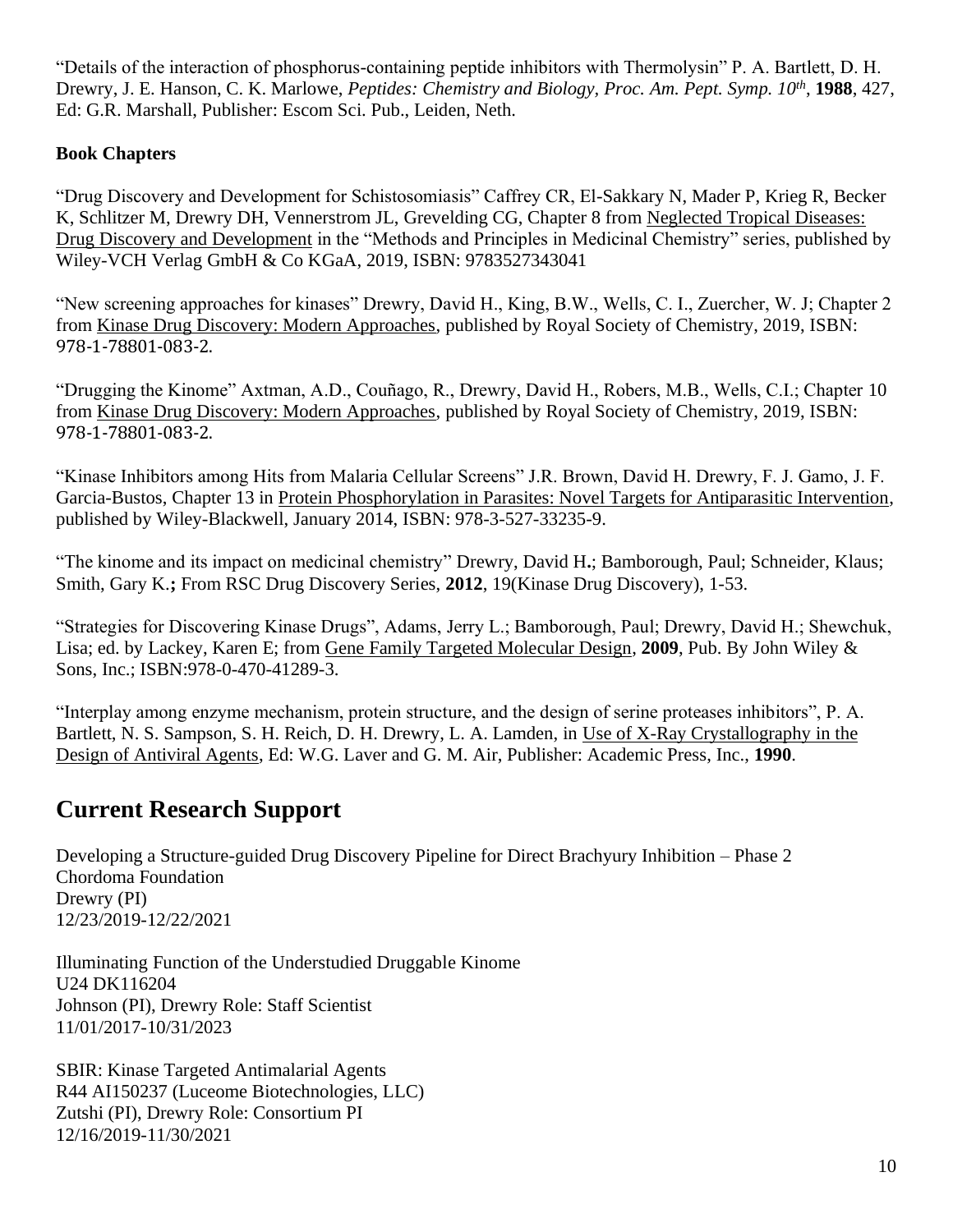"Details of the interaction of phosphorus-containing peptide inhibitors with Thermolysin" P. A. Bartlett, D. H. Drewry, J. E. Hanson, C. K. Marlowe, *Peptides: Chemistry and Biology, Proc. Am. Pept. Symp. 10th*, **1988**, 427, Ed: G.R. Marshall, Publisher: Escom Sci. Pub., Leiden, Neth.

**Book Chapters**

"Drug Discovery and Development for Schistosomiasis" Caffrey CR, El-Sakkary N, Mader P, Krieg R, Becker K, Schlitzer M, Drewry DH, Vennerstrom JL, Grevelding CG, Chapter 8 from Neglected Tropical Diseases: Drug Discovery and Development in the "Methods and Principles in Medicinal Chemistry" series, published by Wiley-VCH Verlag GmbH & Co KGaA, 2019, ISBN: 9783527343041

"New screening approaches for kinases" Drewry, David H., King, B.W., Wells, C. I., Zuercher, W. J; Chapter 2 from Kinase Drug Discovery: Modern Approaches, published by Royal Society of Chemistry, 2019, ISBN: 978-1-78801-083-2.

"Drugging the Kinome" Axtman, A.D., Couñago, R., Drewry, David H., Robers, M.B., Wells, C.I.; Chapter 10 from Kinase Drug Discovery: Modern Approaches, published by Royal Society of Chemistry, 2019, ISBN: 978-1-78801-083-2.

"Kinase Inhibitors among Hits from Malaria Cellular Screens" J.R. Brown, David H. Drewry, F. J. Gamo, J. F. Garcia-Bustos, Chapter 13 in Protein Phosphorylation in Parasites: Novel Targets for Antiparasitic Intervention, published by Wiley-Blackwell, January 2014, ISBN: 978-3-527-33235-9.

"The kinome and its impact on medicinal chemistry" Drewry, David H**.**; Bamborough, Paul; Schneider, Klaus; Smith, Gary K.**;** From RSC Drug Discovery Series, **2012**, 19(Kinase Drug Discovery), 1-53.

"Strategies for Discovering Kinase Drugs", Adams, Jerry L.; Bamborough, Paul; Drewry, David H.; Shewchuk, Lisa; ed. by Lackey, Karen E; from Gene Family Targeted Molecular Design, **2009**, Pub. By John Wiley & Sons, Inc.; ISBN:978-0-470-41289-3.

"Interplay among enzyme mechanism, protein structure, and the design of serine proteases inhibitors", P. A. Bartlett, N. S. Sampson, S. H. Reich, D. H. Drewry, L. A. Lamden, in Use of X-Ray Crystallography in the Design of Antiviral Agents, Ed: W.G. Laver and G. M. Air, Publisher: Academic Press, Inc., **1990**.

## Current Research Support

Developing a Structure-guided Drug Discovery Pipeline for Direct Brachyury Inhibition – Phase 2
Chordoma Foundation
Drewry (PI)
12/23/2019-12/22/2021

Illuminating Function of the Understudied Druggable Kinome
U24 DK116204
Johnson (PI), Drewry Role: Staff Scientist
11/01/2017-10/31/2023

SBIR: Kinase Targeted Antimalarial Agents
R44 AI150237 (Luceome Biotechnologies, LLC)
Zutshi (PI), Drewry Role: Consortium PI
12/16/2019-11/30/2021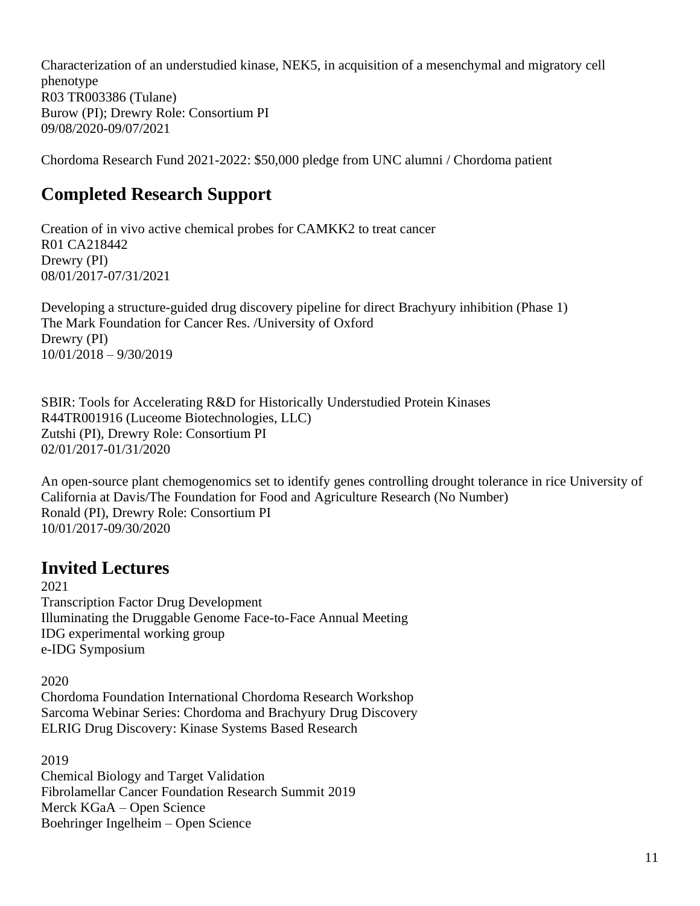Characterization of an understudied kinase, NEK5, in acquisition of a mesenchymal and migratory cell phenotype
R03 TR003386 (Tulane)
Burow (PI); Drewry Role: Consortium PI
09/08/2020-09/07/2021

Chordoma Research Fund 2021-2022: $50,000 pledge from UNC alumni / Chordoma patient

## Completed Research Support

Creation of in vivo active chemical probes for CAMKK2 to treat cancer
R01 CA218442
Drewry (PI)
08/01/2017-07/31/2021

Developing a structure-guided drug discovery pipeline for direct Brachyury inhibition (Phase 1)
The Mark Foundation for Cancer Res. /University of Oxford
Drewry (PI)
10/01/2018 – 9/30/2019

SBIR: Tools for Accelerating R&D for Historically Understudied Protein Kinases
R44TR001916 (Luceome Biotechnologies, LLC)
Zutshi (PI), Drewry Role: Consortium PI
02/01/2017-01/31/2020

An open-source plant chemogenomics set to identify genes controlling drought tolerance in rice University of California at Davis/The Foundation for Food and Agriculture Research (No Number)
Ronald (PI), Drewry Role: Consortium PI
10/01/2017-09/30/2020

## Invited Lectures

2021
Transcription Factor Drug Development
Illuminating the Druggable Genome Face-to-Face Annual Meeting
IDG experimental working group
e-IDG Symposium

2020
Chordoma Foundation International Chordoma Research Workshop
Sarcoma Webinar Series: Chordoma and Brachyury Drug Discovery
ELRIG Drug Discovery: Kinase Systems Based Research

2019
Chemical Biology and Target Validation
Fibrolamellar Cancer Foundation Research Summit 2019
Merck KGaA – Open Science
Boehringer Ingelheim – Open Science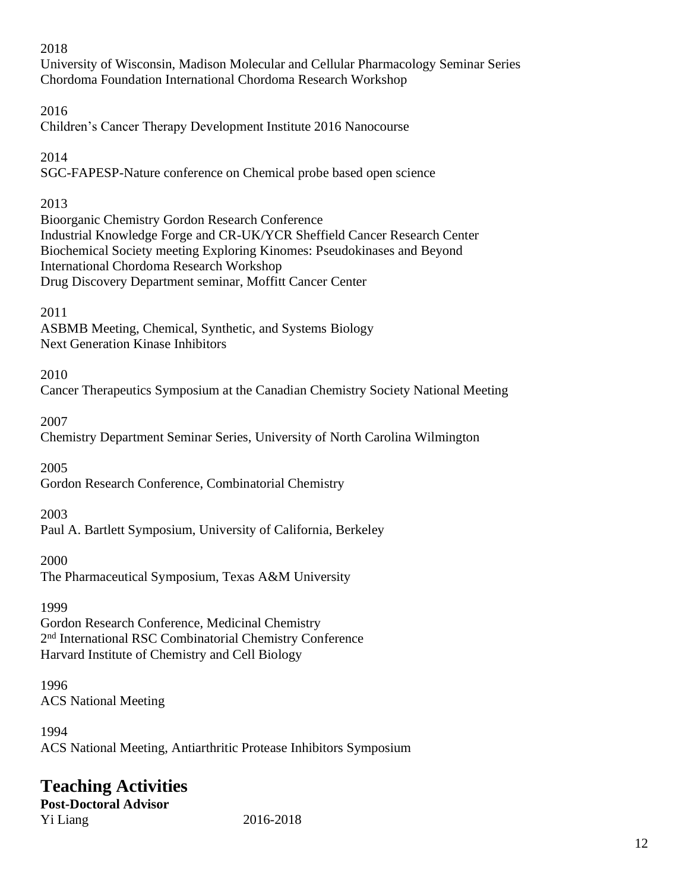2018

University of Wisconsin, Madison Molecular and Cellular Pharmacology Seminar Series
Chordoma Foundation International Chordoma Research Workshop

2016

Children's Cancer Therapy Development Institute 2016 Nanocourse

2014

SGC-FAPESP-Nature conference on Chemical probe based open science

2013

Bioorganic Chemistry Gordon Research Conference
Industrial Knowledge Forge and CR-UK/YCR Sheffield Cancer Research Center
Biochemical Society meeting Exploring Kinomes: Pseudokinases and Beyond
International Chordoma Research Workshop
Drug Discovery Department seminar, Moffitt Cancer Center

2011

ASBMB Meeting, Chemical, Synthetic, and Systems Biology
Next Generation Kinase Inhibitors

2010

Cancer Therapeutics Symposium at the Canadian Chemistry Society National Meeting

2007

Chemistry Department Seminar Series, University of North Carolina Wilmington

2005

Gordon Research Conference, Combinatorial Chemistry

2003

Paul A. Bartlett Symposium, University of California, Berkeley

2000

The Pharmaceutical Symposium, Texas A&M University

1999

Gordon Research Conference, Medicinal Chemistry
2nd International RSC Combinatorial Chemistry Conference
Harvard Institute of Chemistry and Cell Biology

1996

ACS National Meeting

1994

ACS National Meeting, Antiarthritic Protease Inhibitors Symposium

# Teaching Activities

**Post-Doctoral Advisor**

Yi Liang 2016-2018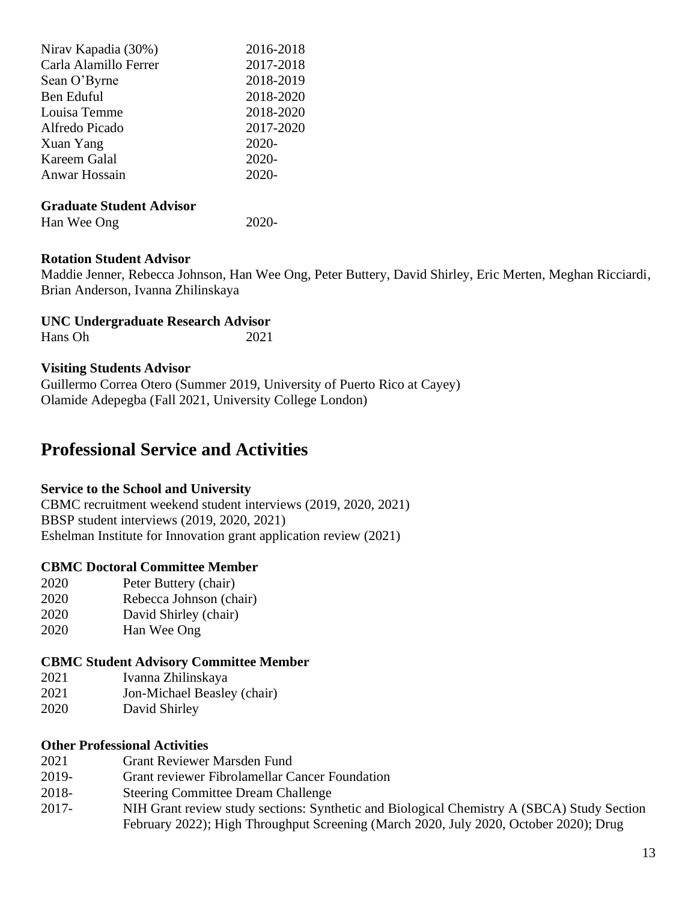| | |
|---|---|
| Nirav Kapadia (30%) | 2016-2018 |
| Carla Alamillo Ferrer | 2017-2018 |
| Sean O'Byrne | 2018-2019 |
| Ben Eduful | 2018-2020 |
| Louisa Temme | 2018-2020 |
| Alfredo Picado | 2017-2020 |
| Xuan Yang | 2020- |
| Kareem Galal | 2020- |
| Anwar Hossain | 2020- |

**Graduate Student Advisor**

Han Wee Ong 2020-

**Rotation Student Advisor**

Maddie Jenner, Rebecca Johnson, Han Wee Ong, Peter Buttery, David Shirley, Eric Merten, Meghan Ricciardi, Brian Anderson, Ivanna Zhilinskaya

**UNC Undergraduate Research Advisor**

Hans Oh 2021

**Visiting Students Advisor**

Guillermo Correa Otero (Summer 2019, University of Puerto Rico at Cayey)
Olamide Adepegba (Fall 2021, University College London)

# Professional Service and Activities

**Service to the School and University**

CBMC recruitment weekend student interviews (2019, 2020, 2021)
BBSP student interviews (2019, 2020, 2021)
Eshelman Institute for Innovation grant application review (2021)

**CBMC Doctoral Committee Member**

| | |
|---|---|
| 2020 | Peter Buttery (chair) |
| 2020 | Rebecca Johnson (chair) |
| 2020 | David Shirley (chair) |
| 2020 | Han Wee Ong |

**CBMC Student Advisory Committee Member**

| | |
|---|---|
| 2021 | Ivanna Zhilinskaya |
| 2021 | Jon-Michael Beasley (chair) |
| 2020 | David Shirley |

**Other Professional Activities**

| | |
|---|---|
| 2021 | Grant Reviewer Marsden Fund |
| 2019- | Grant reviewer Fibrolamellar Cancer Foundation |
| 2018- | Steering Committee Dream Challenge |
| 2017- | NIH Grant review study sections: Synthetic and Biological Chemistry A (SBCA) Study Section February 2022); High Throughput Screening (March 2020, July 2020, October 2020); Drug |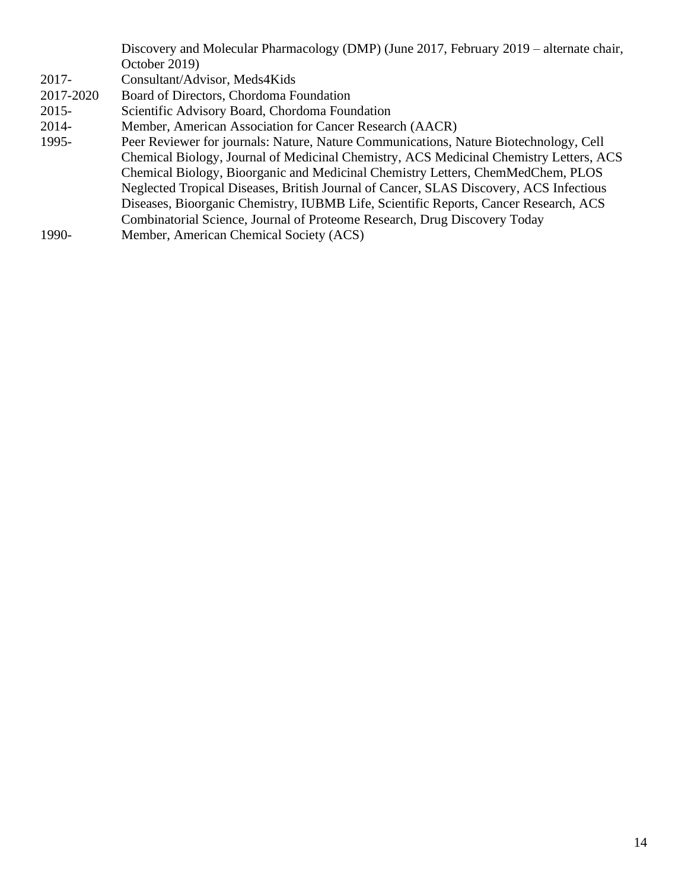Discovery and Molecular Pharmacology (DMP) (June 2017, February 2019 – alternate chair, October 2019)

| | |
|---|---|
| 2017- | Consultant/Advisor, Meds4Kids |
| 2017-2020 | Board of Directors, Chordoma Foundation |
| 2015- | Scientific Advisory Board, Chordoma Foundation |
| 2014- | Member, American Association for Cancer Research (AACR) |
| 1995- | Peer Reviewer for journals: Nature, Nature Communications, Nature Biotechnology, Cell Chemical Biology, Journal of Medicinal Chemistry, ACS Medicinal Chemistry Letters, ACS Chemical Biology, Bioorganic and Medicinal Chemistry Letters, ChemMedChem, PLOS Neglected Tropical Diseases, British Journal of Cancer, SLAS Discovery, ACS Infectious Diseases, Bioorganic Chemistry, IUBMB Life, Scientific Reports, Cancer Research, ACS Combinatorial Science, Journal of Proteome Research, Drug Discovery Today |
| 1990- | Member, American Chemical Society (ACS) |